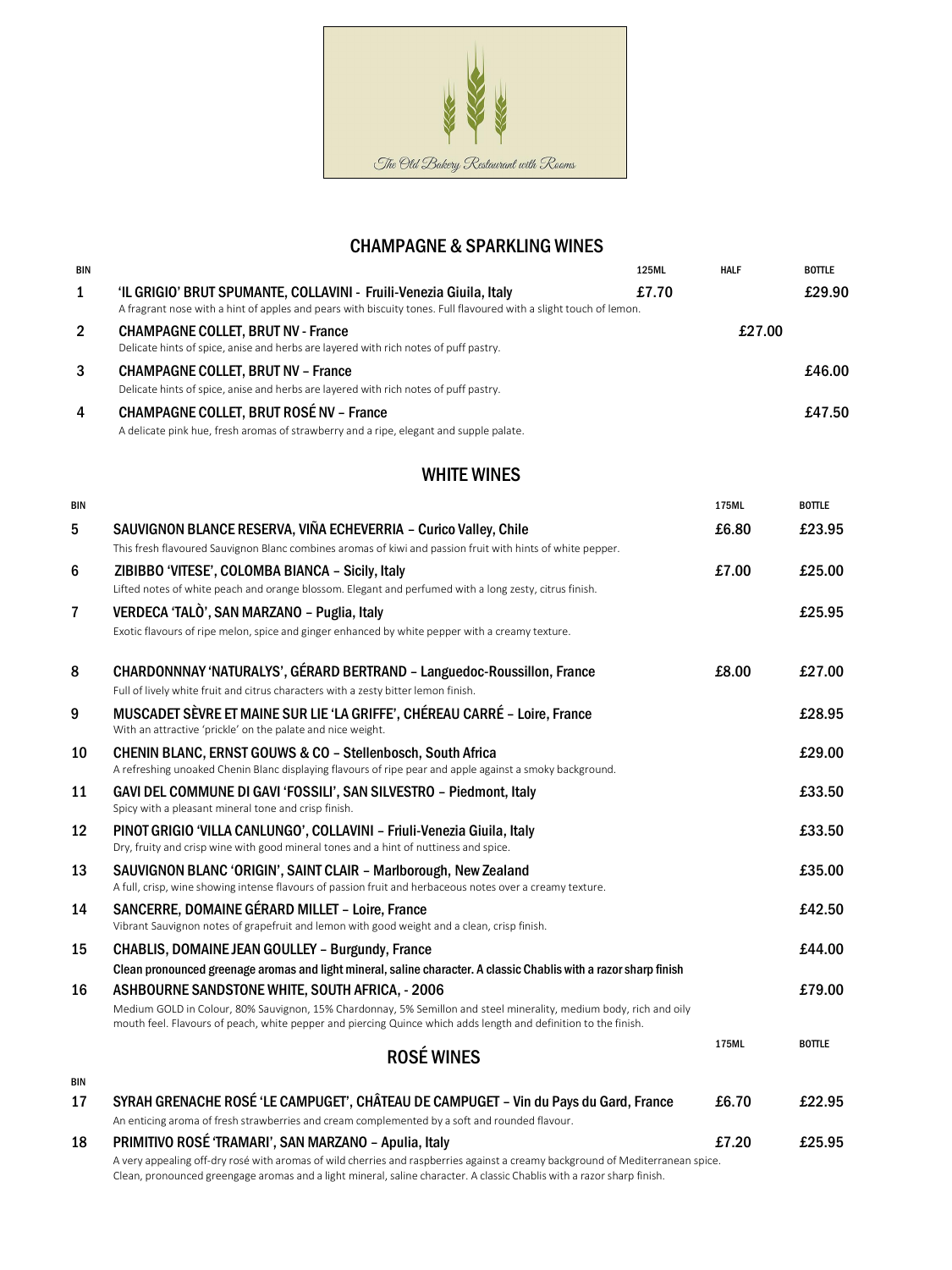The Old Bakery Restaurant with Rooms

## CHAMPAGNE & SPARKLING WINES

| BIN | | 125ML | HALF | BOTTLE |
|---|---|---|---|---|
| 1 | **'IL GRIGIO' BRUT SPUMANTE, COLLAVINI - Fruili-Venezia Giuila, Italy**<br>A fragrant nose with a hint of apples and pears with biscuity tones. Full flavoured with a slight touch of lemon. | £7.70 | | £29.90 |
| 2 | **CHAMPAGNE COLLET, BRUT NV - France**<br>Delicate hints of spice, anise and herbs are layered with rich notes of puff pastry. | | £27.00 | |
| 3 | **CHAMPAGNE COLLET, BRUT NV – France**<br>Delicate hints of spice, anise and herbs are layered with rich notes of puff pastry. | | | £46.00 |
| 4 | **CHAMPAGNE COLLET, BRUT ROSÉ NV – France**<br>A delicate pink hue, fresh aromas of strawberry and a ripe, elegant and supple palate. | | | £47.50 |

## WHITE WINES

| BIN | | 175ML | BOTTLE |
|---|---|---|---|
| 5 | **SAUVIGNON BLANCE RESERVA, VIÑA ECHEVERRIA – Curico Valley, Chile**<br>This fresh flavoured Sauvignon Blanc combines aromas of kiwi and passion fruit with hints of white pepper. | £6.80 | £23.95 |
| 6 | **ZIBIBBO 'VITESE', COLOMBA BIANCA – Sicily, Italy**<br>Lifted notes of white peach and orange blossom. Elegant and perfumed with a long zesty, citrus finish. | £7.00 | £25.00 |
| 7 | **VERDECA 'TALÒ', SAN MARZANO – Puglia, Italy**<br>Exotic flavours of ripe melon, spice and ginger enhanced by white pepper with a creamy texture. | | £25.95 |
| 8 | **CHARDONNNAY 'NATURALYS', GÉRARD BERTRAND – Languedoc-Roussillon, France**<br>Full of lively white fruit and citrus characters with a zesty bitter lemon finish. | £8.00 | £27.00 |
| 9 | **MUSCADET SÈVRE ET MAINE SUR LIE 'LA GRIFFE', CHÉREAU CARRÉ – Loire, France**<br>With an attractive 'prickle' on the palate and nice weight. | | £28.95 |
| 10 | **CHENIN BLANC, ERNST GOUWS & CO – Stellenbosch, South Africa**<br>A refreshing unoaked Chenin Blanc displaying flavours of ripe pear and apple against a smoky background. | | £29.00 |
| 11 | **GAVI DEL COMMUNE DI GAVI 'FOSSILI', SAN SILVESTRO – Piedmont, Italy**<br>Spicy with a pleasant mineral tone and crisp finish. | | £33.50 |
| 12 | **PINOT GRIGIO 'VILLA CANLUNGO', COLLAVINI – Friuli-Venezia Giuila, Italy**<br>Dry, fruity and crisp wine with good mineral tones and a hint of nuttiness and spice. | | £33.50 |
| 13 | **SAUVIGNON BLANC 'ORIGIN', SAINT CLAIR – Marlborough, New Zealand**<br>A full, crisp, wine showing intense flavours of passion fruit and herbaceous notes over a creamy texture. | | £35.00 |
| 14 | **SANCERRE, DOMAINE GÉRARD MILLET – Loire, France**<br>Vibrant Sauvignon notes of grapefruit and lemon with good weight and a clean, crisp finish. | | £42.50 |
| 15 | **CHABLIS, DOMAINE JEAN GOULLEY – Burgundy, France**<br>**Clean pronounced greenage aromas and light mineral, saline character. A classic Chablis with a razor sharp finish** | | £44.00 |
| 16 | **ASHBOURNE SANDSTONE WHITE, SOUTH AFRICA, - 2006**<br>Medium GOLD in Colour, 80% Sauvignon, 15% Chardonnay, 5% Semillon and steel minerality, medium body, rich and oily mouth feel. Flavours of peach, white pepper and piercing Quince which adds length and definition to the finish. | | £79.00 |

## ROSÉ WINES

| BIN | | 175ML | BOTTLE |
|---|---|---|---|
| 17 | **SYRAH GRENACHE ROSÉ 'LE CAMPUGET', CHÂTEAU DE CAMPUGET – Vin du Pays du Gard, France**<br>An enticing aroma of fresh strawberries and cream complemented by a soft and rounded flavour. | £6.70 | £22.95 |
| 18 | **PRIMITIVO ROSÉ 'TRAMARI', SAN MARZANO – Apulia, Italy**<br>A very appealing off-dry rosé with aromas of wild cherries and raspberries against a creamy background of Mediterranean spice.<br>Clean, pronounced greengage aromas and a light mineral, saline character. A classic Chablis with a razor sharp finish. | £7.20 | £25.95 |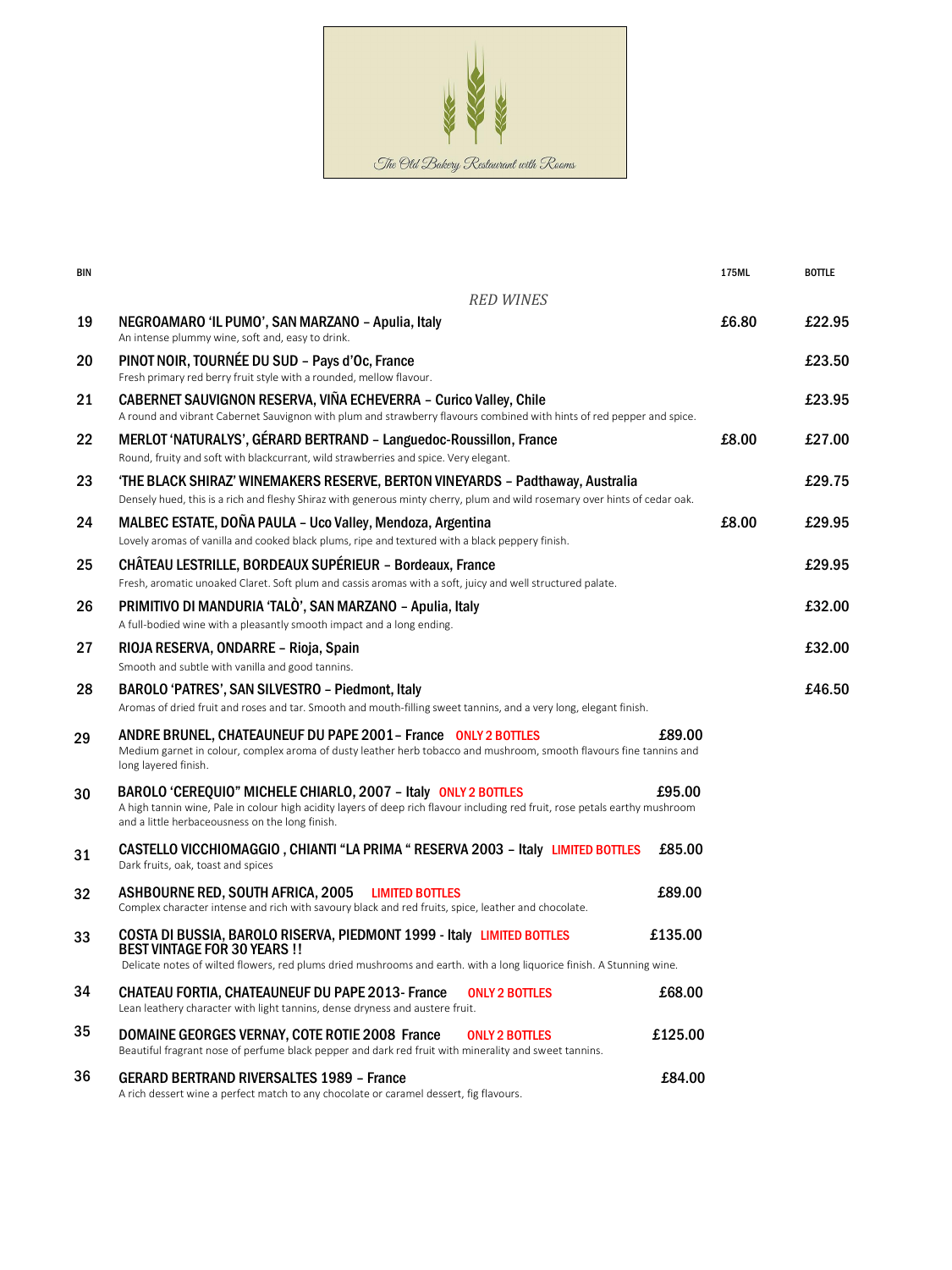The Old Bakery Restaurant with Rooms

| BIN | | 175ML | BOTTLE |
|---|---|---|---|
| | *RED WINES* | | |
| 19 | **NEGROAMARO 'IL PUMO', SAN MARZANO – Apulia, Italy**<br>An intense plummy wine, soft and, easy to drink. | £6.80 | £22.95 |
| 20 | **PINOT NOIR, TOURNÉE DU SUD – Pays d'Oc, France**<br>Fresh primary red berry fruit style with a rounded, mellow flavour. | | £23.50 |
| 21 | **CABERNET SAUVIGNON RESERVA, VIÑA ECHEVERRA – Curico Valley, Chile**<br>A round and vibrant Cabernet Sauvignon with plum and strawberry flavours combined with hints of red pepper and spice. | | £23.95 |
| 22 | **MERLOT 'NATURALYS', GÉRARD BERTRAND – Languedoc-Roussillon, France**<br>Round, fruity and soft with blackcurrant, wild strawberries and spice. Very elegant. | £8.00 | £27.00 |
| 23 | **'THE BLACK SHIRAZ' WINEMAKERS RESERVE, BERTON VINEYARDS – Padthaway, Australia**<br>Densely hued, this is a rich and fleshy Shiraz with generous minty cherry, plum and wild rosemary over hints of cedar oak. | | £29.75 |
| 24 | **MALBEC ESTATE, DOÑA PAULA – Uco Valley, Mendoza, Argentina**<br>Lovely aromas of vanilla and cooked black plums, ripe and textured with a black peppery finish. | £8.00 | £29.95 |
| 25 | **CHÂTEAU LESTRILLE, BORDEAUX SUPÉRIEUR – Bordeaux, France**<br>Fresh, aromatic unoaked Claret. Soft plum and cassis aromas with a soft, juicy and well structured palate. | | £29.95 |
| 26 | **PRIMITIVO DI MANDURIA 'TALÒ', SAN MARZANO – Apulia, Italy**<br>A full-bodied wine with a pleasantly smooth impact and a long ending. | | £32.00 |
| 27 | **RIOJA RESERVA, ONDARRE – Rioja, Spain**<br>Smooth and subtle with vanilla and good tannins. | | £32.00 |
| 28 | **BAROLO 'PATRES', SAN SILVESTRO – Piedmont, Italy**<br>Aromas of dried fruit and roses and tar. Smooth and mouth-filling sweet tannins, and a very long, elegant finish. | | £46.50 |
| 29 | **ANDRE BRUNEL, CHATEAUNEUF DU PAPE 2001– France** **ONLY 2 BOTTLES** £89.00<br>Medium garnet in colour, complex aroma of dusty leather herb tobacco and mushroom, smooth flavours fine tannins and long layered finish. | | |
| 30 | **BAROLO 'CEREQUIO" MICHELE CHIARLO, 2007 – Italy** **ONLY 2 BOTTLES** £95.00<br>A high tannin wine, Pale in colour high acidity layers of deep rich flavour including red fruit, rose petals earthy mushroom and a little herbaceousness on the long finish. | | |
| 31 | **CASTELLO VICCHIOMAGGIO , CHIANTI "LA PRIMA " RESERVA 2003 – Italy** **LIMITED BOTTLES** £85.00<br>Dark fruits, oak, toast and spices | | |
| 32 | **ASHBOURNE RED, SOUTH AFRICA, 2005** **LIMITED BOTTLES** £89.00<br>Complex character intense and rich with savoury black and red fruits, spice, leather and chocolate. | | |
| 33 | **COSTA DI BUSSIA, BAROLO RISERVA, PIEDMONT 1999 - Italy** **LIMITED BOTTLES** £135.00<br>**BEST VINTAGE FOR 30 YEARS !!**<br>Delicate notes of wilted flowers, red plums dried mushrooms and earth. with a long liquorice finish. A Stunning wine. | | |
| 34 | **CHATEAU FORTIA, CHATEAUNEUF DU PAPE 2013- France** **ONLY 2 BOTTLES** £68.00<br>Lean leathery character with light tannins, dense dryness and austere fruit. | | |
| 35 | **DOMAINE GEORGES VERNAY, COTE ROTIE 2008 France** **ONLY 2 BOTTLES** £125.00<br>Beautiful fragrant nose of perfume black pepper and dark red fruit with minerality and sweet tannins. | | |
| 36 | **GERARD BERTRAND RIVERSALTES 1989 – France** £84.00<br>A rich dessert wine a perfect match to any chocolate or caramel dessert, fig flavours. | | |